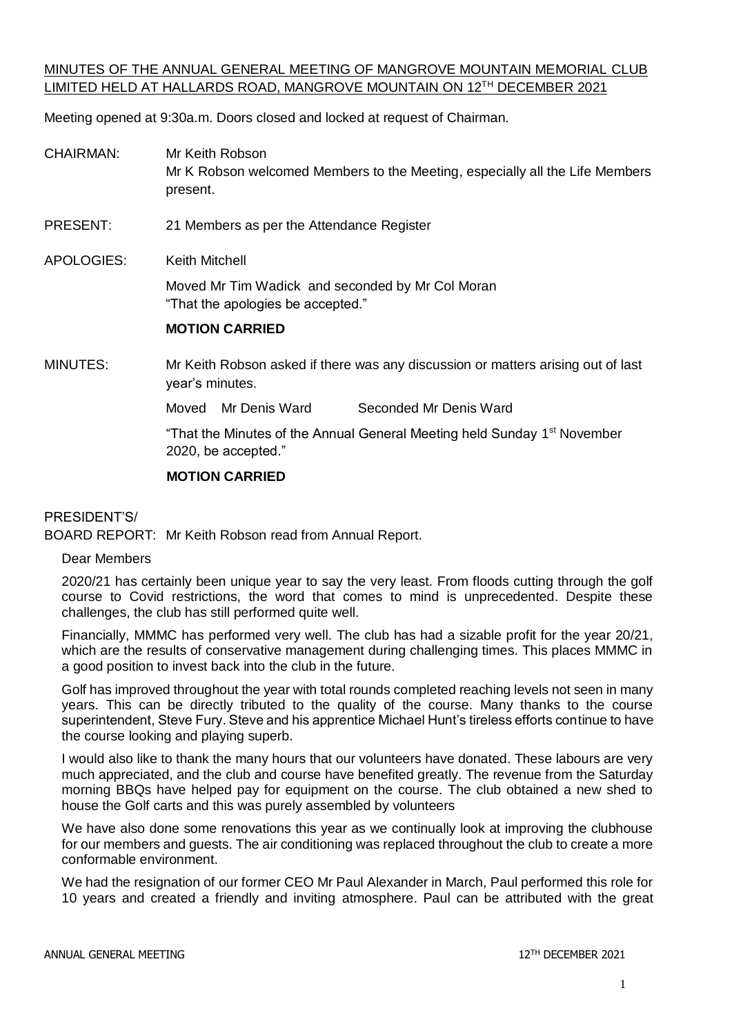# MINUTES OF THE ANNUAL GENERAL MEETING OF MANGROVE MOUNTAIN MEMORIAL CLUB LIMITED HELD AT HALLARDS ROAD, MANGROVE MOUNTAIN ON 12TH DECEMBER 2021

Meeting opened at 9:30a.m. Doors closed and locked at request of Chairman.

CHAIRMAN: Mr Keith Robson
Mr K Robson welcomed Members to the Meeting, especially all the Life Members present.

PRESENT: 21 Members as per the Attendance Register

APOLOGIES: Keith Mitchell

Moved Mr Tim Wadick and seconded by Mr Col Moran
"That the apologies be accepted."

**MOTION CARRIED**

MINUTES: Mr Keith Robson asked if there was any discussion or matters arising out of last year's minutes.

Moved Mr Denis Ward Seconded Mr Denis Ward

"That the Minutes of the Annual General Meeting held Sunday 1st November 2020, be accepted."

**MOTION CARRIED**

PRESIDENT'S/
BOARD REPORT: Mr Keith Robson read from Annual Report.

Dear Members

2020/21 has certainly been unique year to say the very least. From floods cutting through the golf course to Covid restrictions, the word that comes to mind is unprecedented. Despite these challenges, the club has still performed quite well.

Financially, MMMC has performed very well. The club has had a sizable profit for the year 20/21, which are the results of conservative management during challenging times. This places MMMC in a good position to invest back into the club in the future.

Golf has improved throughout the year with total rounds completed reaching levels not seen in many years. This can be directly tributed to the quality of the course. Many thanks to the course superintendent, Steve Fury. Steve and his apprentice Michael Hunt's tireless efforts continue to have the course looking and playing superb.

I would also like to thank the many hours that our volunteers have donated. These labours are very much appreciated, and the club and course have benefited greatly. The revenue from the Saturday morning BBQs have helped pay for equipment on the course. The club obtained a new shed to house the Golf carts and this was purely assembled by volunteers

We have also done some renovations this year as we continually look at improving the clubhouse for our members and guests. The air conditioning was replaced throughout the club to create a more conformable environment.

We had the resignation of our former CEO Mr Paul Alexander in March, Paul performed this role for 10 years and created a friendly and inviting atmosphere. Paul can be attributed with the great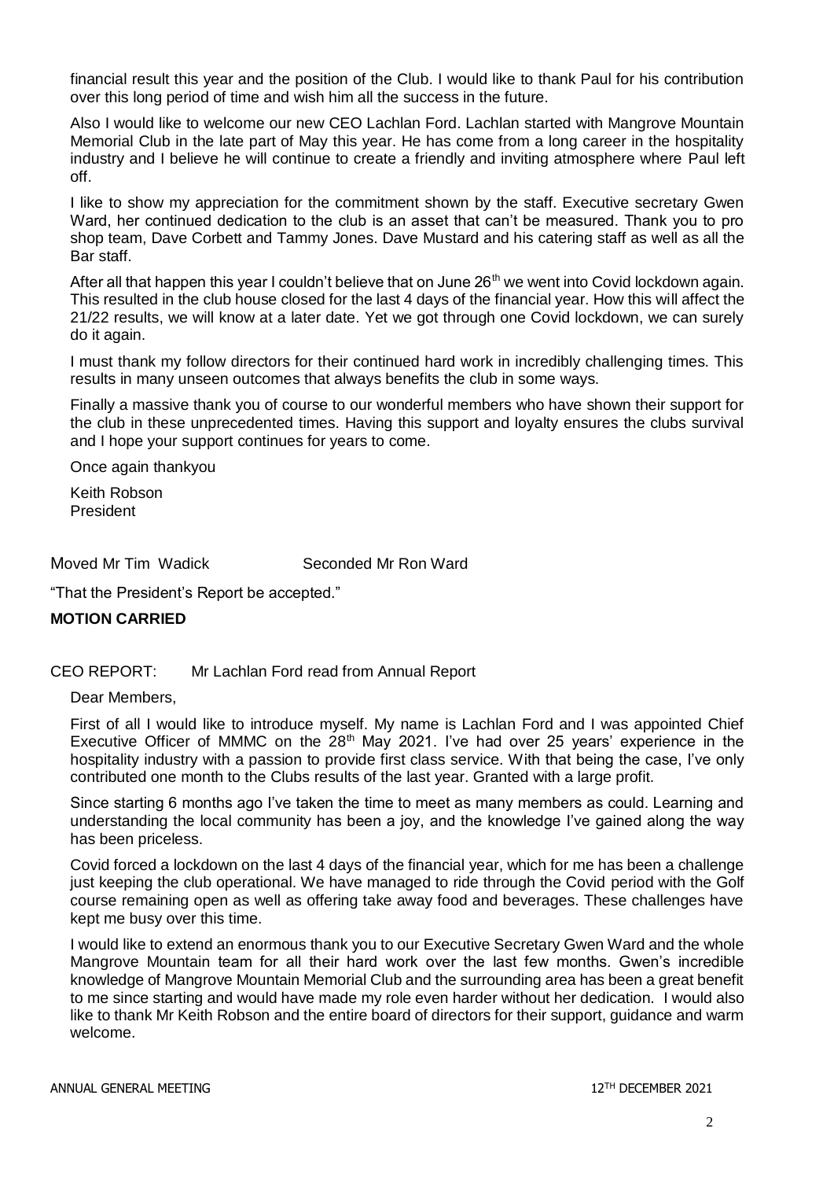financial result this year and the position of the Club. I would like to thank Paul for his contribution over this long period of time and wish him all the success in the future.

Also I would like to welcome our new CEO Lachlan Ford. Lachlan started with Mangrove Mountain Memorial Club in the late part of May this year. He has come from a long career in the hospitality industry and I believe he will continue to create a friendly and inviting atmosphere where Paul left off.

I like to show my appreciation for the commitment shown by the staff. Executive secretary Gwen Ward, her continued dedication to the club is an asset that can't be measured. Thank you to pro shop team, Dave Corbett and Tammy Jones. Dave Mustard and his catering staff as well as all the Bar staff.

After all that happen this year I couldn't believe that on June 26th we went into Covid lockdown again. This resulted in the club house closed for the last 4 days of the financial year. How this will affect the 21/22 results, we will know at a later date. Yet we got through one Covid lockdown, we can surely do it again.

I must thank my follow directors for their continued hard work in incredibly challenging times. This results in many unseen outcomes that always benefits the club in some ways.

Finally a massive thank you of course to our wonderful members who have shown their support for the club in these unprecedented times. Having this support and loyalty ensures the clubs survival and I hope your support continues for years to come.

Once again thankyou

Keith Robson
President

Moved Mr Tim Wadick Seconded Mr Ron Ward

"That the President's Report be accepted."

**MOTION CARRIED**

CEO REPORT: Mr Lachlan Ford read from Annual Report

Dear Members,

First of all I would like to introduce myself. My name is Lachlan Ford and I was appointed Chief Executive Officer of MMMC on the 28th May 2021. I've had over 25 years' experience in the hospitality industry with a passion to provide first class service. With that being the case, I've only contributed one month to the Clubs results of the last year. Granted with a large profit.

Since starting 6 months ago I've taken the time to meet as many members as could. Learning and understanding the local community has been a joy, and the knowledge I've gained along the way has been priceless.

Covid forced a lockdown on the last 4 days of the financial year, which for me has been a challenge just keeping the club operational. We have managed to ride through the Covid period with the Golf course remaining open as well as offering take away food and beverages. These challenges have kept me busy over this time.

I would like to extend an enormous thank you to our Executive Secretary Gwen Ward and the whole Mangrove Mountain team for all their hard work over the last few months. Gwen's incredible knowledge of Mangrove Mountain Memorial Club and the surrounding area has been a great benefit to me since starting and would have made my role even harder without her dedication. I would also like to thank Mr Keith Robson and the entire board of directors for their support, guidance and warm welcome.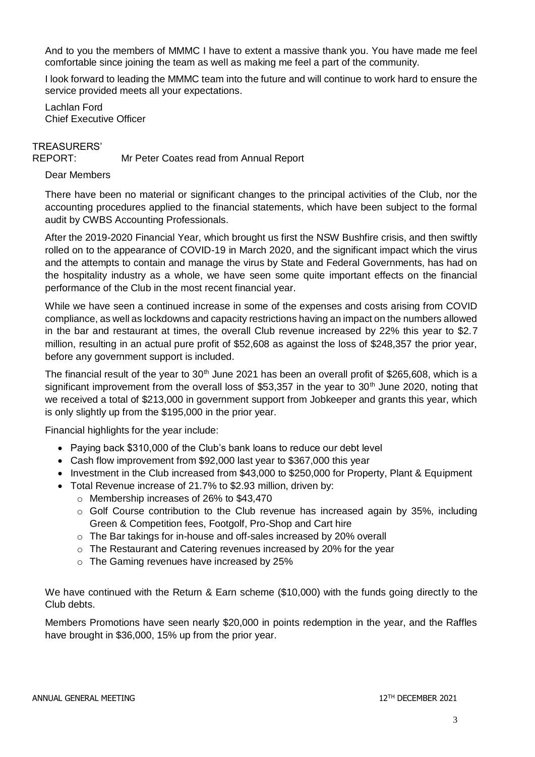And to you the members of MMMC I have to extent a massive thank you. You have made me feel comfortable since joining the team as well as making me feel a part of the community.

I look forward to leading the MMMC team into the future and will continue to work hard to ensure the service provided meets all your expectations.

Lachlan Ford
Chief Executive Officer

TREASURERS' REPORT: Mr Peter Coates read from Annual Report

Dear Members

There have been no material or significant changes to the principal activities of the Club, nor the accounting procedures applied to the financial statements, which have been subject to the formal audit by CWBS Accounting Professionals.

After the 2019-2020 Financial Year, which brought us first the NSW Bushfire crisis, and then swiftly rolled on to the appearance of COVID-19 in March 2020, and the significant impact which the virus and the attempts to contain and manage the virus by State and Federal Governments, has had on the hospitality industry as a whole, we have seen some quite important effects on the financial performance of the Club in the most recent financial year.

While we have seen a continued increase in some of the expenses and costs arising from COVID compliance, as well as lockdowns and capacity restrictions having an impact on the numbers allowed in the bar and restaurant at times, the overall Club revenue increased by 22% this year to $2.7 million, resulting in an actual pure profit of $52,608 as against the loss of $248,357 the prior year, before any government support is included.

The financial result of the year to 30th June 2021 has been an overall profit of $265,608, which is a significant improvement from the overall loss of $53,357 in the year to 30th June 2020, noting that we received a total of $213,000 in government support from Jobkeeper and grants this year, which is only slightly up from the $195,000 in the prior year.

Financial highlights for the year include:

- Paying back $310,000 of the Club's bank loans to reduce our debt level
- Cash flow improvement from $92,000 last year to $367,000 this year
- Investment in the Club increased from $43,000 to $250,000 for Property, Plant & Equipment
- Total Revenue increase of 21.7% to $2.93 million, driven by:
  - Membership increases of 26% to $43,470
  - Golf Course contribution to the Club revenue has increased again by 35%, including Green & Competition fees, Footgolf, Pro-Shop and Cart hire
  - The Bar takings for in-house and off-sales increased by 20% overall
  - The Restaurant and Catering revenues increased by 20% for the year
  - The Gaming revenues have increased by 25%

We have continued with the Return & Earn scheme ($10,000) with the funds going directly to the Club debts.

Members Promotions have seen nearly $20,000 in points redemption in the year, and the Raffles have brought in $36,000, 15% up from the prior year.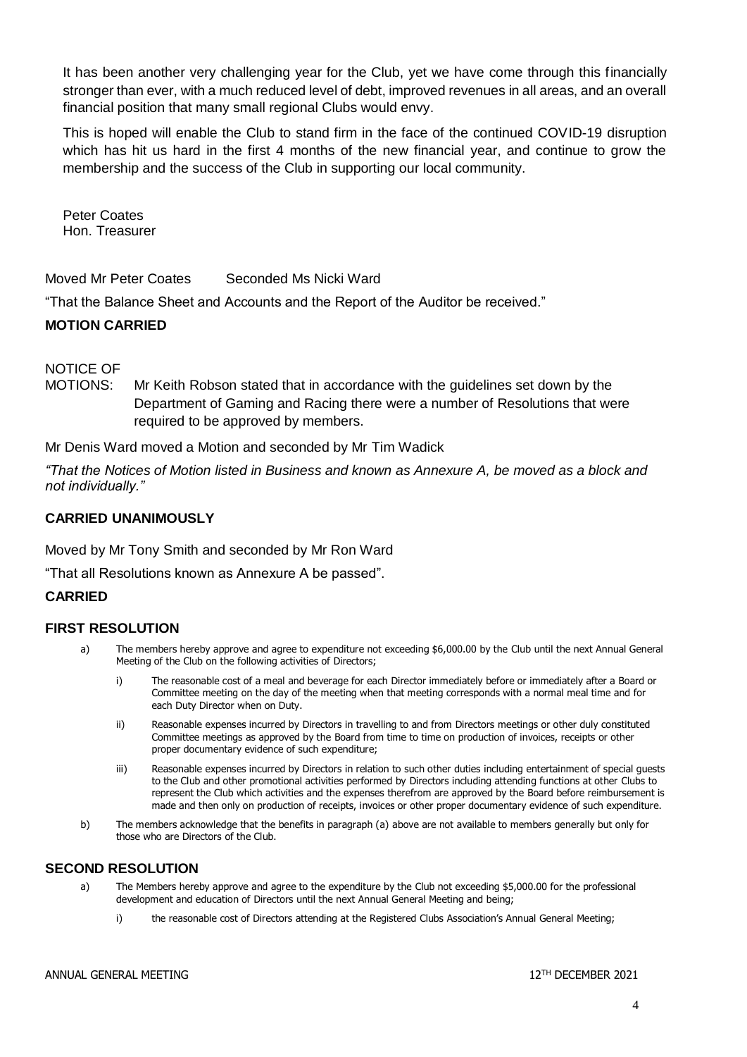It has been another very challenging year for the Club, yet we have come through this financially stronger than ever, with a much reduced level of debt, improved revenues in all areas, and an overall financial position that many small regional Clubs would envy.

This is hoped will enable the Club to stand firm in the face of the continued COVID-19 disruption which has hit us hard in the first 4 months of the new financial year, and continue to grow the membership and the success of the Club in supporting our local community.

Peter Coates
Hon. Treasurer

Moved Mr Peter Coates    Seconded Ms Nicki Ward

"That the Balance Sheet and Accounts and the Report of the Auditor be received."

**MOTION CARRIED**

NOTICE OF MOTIONS: Mr Keith Robson stated that in accordance with the guidelines set down by the Department of Gaming and Racing there were a number of Resolutions that were required to be approved by members.

Mr Denis Ward moved a Motion and seconded by Mr Tim Wadick

*"That the Notices of Motion listed in Business and known as Annexure A, be moved as a block and not individually."*

**CARRIED UNANIMOUSLY**

Moved by Mr Tony Smith and seconded by Mr Ron Ward

"That all Resolutions known as Annexure A be passed".

**CARRIED**

**FIRST RESOLUTION**

a) The members hereby approve and agree to expenditure not exceeding $6,000.00 by the Club until the next Annual General Meeting of the Club on the following activities of Directors;

   i) The reasonable cost of a meal and beverage for each Director immediately before or immediately after a Board or Committee meeting on the day of the meeting when that meeting corresponds with a normal meal time and for each Duty Director when on Duty.

   ii) Reasonable expenses incurred by Directors in travelling to and from Directors meetings or other duly constituted Committee meetings as approved by the Board from time to time on production of invoices, receipts or other proper documentary evidence of such expenditure;

   iii) Reasonable expenses incurred by Directors in relation to such other duties including entertainment of special guests to the Club and other promotional activities performed by Directors including attending functions at other Clubs to represent the Club which activities and the expenses therefrom are approved by the Board before reimbursement is made and then only on production of receipts, invoices or other proper documentary evidence of such expenditure.

b) The members acknowledge that the benefits in paragraph (a) above are not available to members generally but only for those who are Directors of the Club.

**SECOND RESOLUTION**

a) The Members hereby approve and agree to the expenditure by the Club not exceeding $5,000.00 for the professional development and education of Directors until the next Annual General Meeting and being;

   i) the reasonable cost of Directors attending at the Registered Clubs Association's Annual General Meeting;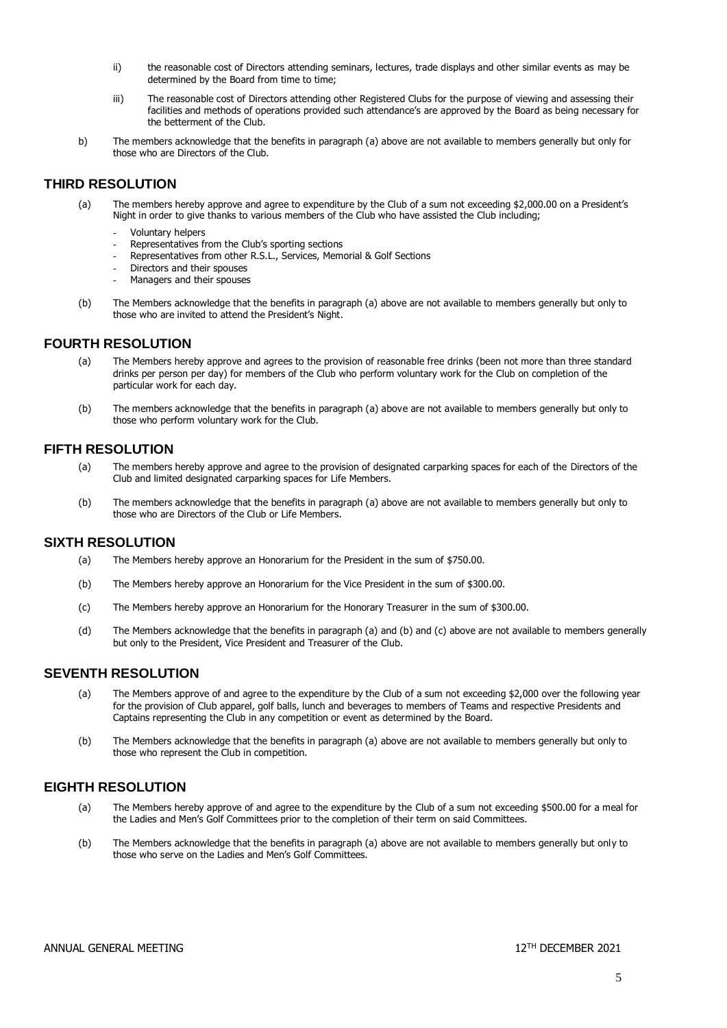ii) the reasonable cost of Directors attending seminars, lectures, trade displays and other similar events as may be determined by the Board from time to time;

iii) The reasonable cost of Directors attending other Registered Clubs for the purpose of viewing and assessing their facilities and methods of operations provided such attendance's are approved by the Board as being necessary for the betterment of the Club.

b) The members acknowledge that the benefits in paragraph (a) above are not available to members generally but only for those who are Directors of the Club.

## THIRD RESOLUTION

(a) The members hereby approve and agree to expenditure by the Club of a sum not exceeding $2,000.00 on a President's Night in order to give thanks to various members of the Club who have assisted the Club including;

- Voluntary helpers
- Representatives from the Club's sporting sections
- Representatives from other R.S.L., Services, Memorial & Golf Sections
- Directors and their spouses
- Managers and their spouses

(b) The Members acknowledge that the benefits in paragraph (a) above are not available to members generally but only to those who are invited to attend the President's Night.

## FOURTH RESOLUTION

(a) The Members hereby approve and agrees to the provision of reasonable free drinks (been not more than three standard drinks per person per day) for members of the Club who perform voluntary work for the Club on completion of the particular work for each day.

(b) The members acknowledge that the benefits in paragraph (a) above are not available to members generally but only to those who perform voluntary work for the Club.

## FIFTH RESOLUTION

(a) The members hereby approve and agree to the provision of designated carparking spaces for each of the Directors of the Club and limited designated carparking spaces for Life Members.

(b) The members acknowledge that the benefits in paragraph (a) above are not available to members generally but only to those who are Directors of the Club or Life Members.

## SIXTH RESOLUTION

(a) The Members hereby approve an Honorarium for the President in the sum of $750.00.

(b) The Members hereby approve an Honorarium for the Vice President in the sum of $300.00.

(c) The Members hereby approve an Honorarium for the Honorary Treasurer in the sum of $300.00.

(d) The Members acknowledge that the benefits in paragraph (a) and (b) and (c) above are not available to members generally but only to the President, Vice President and Treasurer of the Club.

## SEVENTH RESOLUTION

(a) The Members approve of and agree to the expenditure by the Club of a sum not exceeding $2,000 over the following year for the provision of Club apparel, golf balls, lunch and beverages to members of Teams and respective Presidents and Captains representing the Club in any competition or event as determined by the Board.

(b) The Members acknowledge that the benefits in paragraph (a) above are not available to members generally but only to those who represent the Club in competition.

## EIGHTH RESOLUTION

(a) The Members hereby approve of and agree to the expenditure by the Club of a sum not exceeding $500.00 for a meal for the Ladies and Men's Golf Committees prior to the completion of their term on said Committees.

(b) The Members acknowledge that the benefits in paragraph (a) above are not available to members generally but only to those who serve on the Ladies and Men's Golf Committees.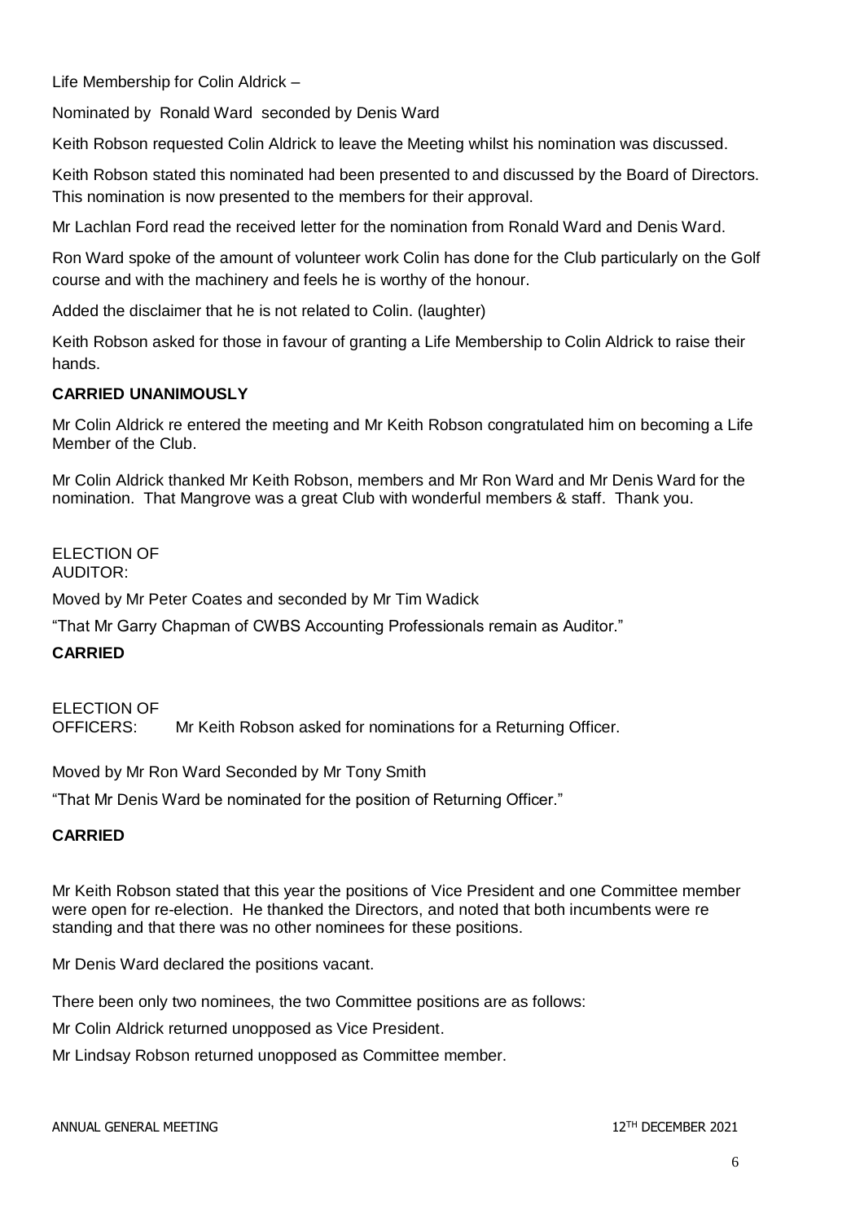Life Membership for Colin Aldrick –

Nominated by Ronald Ward seconded by Denis Ward

Keith Robson requested Colin Aldrick to leave the Meeting whilst his nomination was discussed.

Keith Robson stated this nominated had been presented to and discussed by the Board of Directors. This nomination is now presented to the members for their approval.

Mr Lachlan Ford read the received letter for the nomination from Ronald Ward and Denis Ward.

Ron Ward spoke of the amount of volunteer work Colin has done for the Club particularly on the Golf course and with the machinery and feels he is worthy of the honour.

Added the disclaimer that he is not related to Colin. (laughter)

Keith Robson asked for those in favour of granting a Life Membership to Colin Aldrick to raise their hands.

**CARRIED UNANIMOUSLY**

Mr Colin Aldrick re entered the meeting and Mr Keith Robson congratulated him on becoming a Life Member of the Club.

Mr Colin Aldrick thanked Mr Keith Robson, members and Mr Ron Ward and Mr Denis Ward for the nomination. That Mangrove was a great Club with wonderful members & staff. Thank you.

ELECTION OF AUDITOR:

Moved by Mr Peter Coates and seconded by Mr Tim Wadick

"That Mr Garry Chapman of CWBS Accounting Professionals remain as Auditor."

**CARRIED**

ELECTION OF OFFICERS: Mr Keith Robson asked for nominations for a Returning Officer.

Moved by Mr Ron Ward Seconded by Mr Tony Smith

"That Mr Denis Ward be nominated for the position of Returning Officer."

**CARRIED**

Mr Keith Robson stated that this year the positions of Vice President and one Committee member were open for re-election. He thanked the Directors, and noted that both incumbents were re standing and that there was no other nominees for these positions.

Mr Denis Ward declared the positions vacant.

There been only two nominees, the two Committee positions are as follows:

Mr Colin Aldrick returned unopposed as Vice President.

Mr Lindsay Robson returned unopposed as Committee member.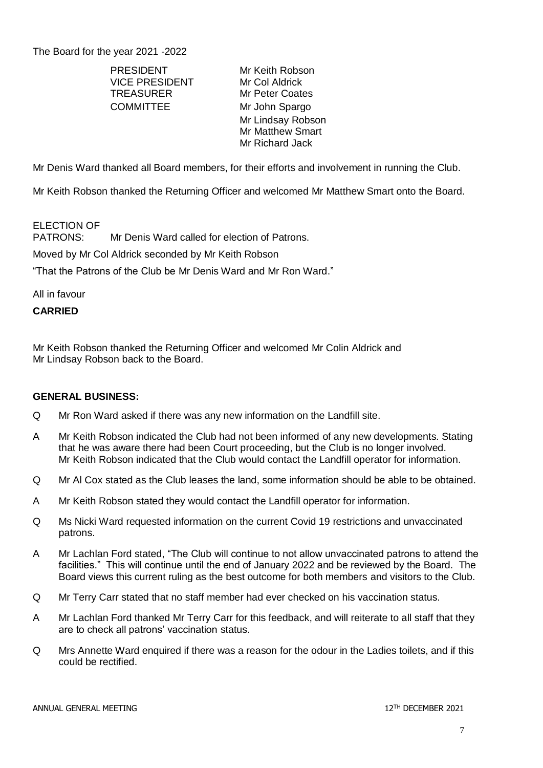The Board for the year 2021 -2022

| | |
|---|---|
| PRESIDENT | Mr Keith Robson |
| VICE PRESIDENT | Mr Col Aldrick |
| TREASURER | Mr Peter Coates |
| COMMITTEE | Mr John Spargo |
| | Mr Lindsay Robson |
| | Mr Matthew Smart |
| | Mr Richard Jack |

Mr Denis Ward thanked all Board members, for their efforts and involvement in running the Club.

Mr Keith Robson thanked the Returning Officer and welcomed Mr Matthew Smart onto the Board.

ELECTION OF PATRONS: Mr Denis Ward called for election of Patrons.

Moved by Mr Col Aldrick seconded by Mr Keith Robson

"That the Patrons of the Club be Mr Denis Ward and Mr Ron Ward."

All in favour

**CARRIED**

Mr Keith Robson thanked the Returning Officer and welcomed Mr Colin Aldrick and Mr Lindsay Robson back to the Board.

**GENERAL BUSINESS:**

Q Mr Ron Ward asked if there was any new information on the Landfill site.

A Mr Keith Robson indicated the Club had not been informed of any new developments. Stating that he was aware there had been Court proceeding, but the Club is no longer involved. Mr Keith Robson indicated that the Club would contact the Landfill operator for information.

Q Mr Al Cox stated as the Club leases the land, some information should be able to be obtained.

A Mr Keith Robson stated they would contact the Landfill operator for information.

Q Ms Nicki Ward requested information on the current Covid 19 restrictions and unvaccinated patrons.

A Mr Lachlan Ford stated, "The Club will continue to not allow unvaccinated patrons to attend the facilities." This will continue until the end of January 2022 and be reviewed by the Board. The Board views this current ruling as the best outcome for both members and visitors to the Club.

Q Mr Terry Carr stated that no staff member had ever checked on his vaccination status.

A Mr Lachlan Ford thanked Mr Terry Carr for this feedback, and will reiterate to all staff that they are to check all patrons' vaccination status.

Q Mrs Annette Ward enquired if there was a reason for the odour in the Ladies toilets, and if this could be rectified.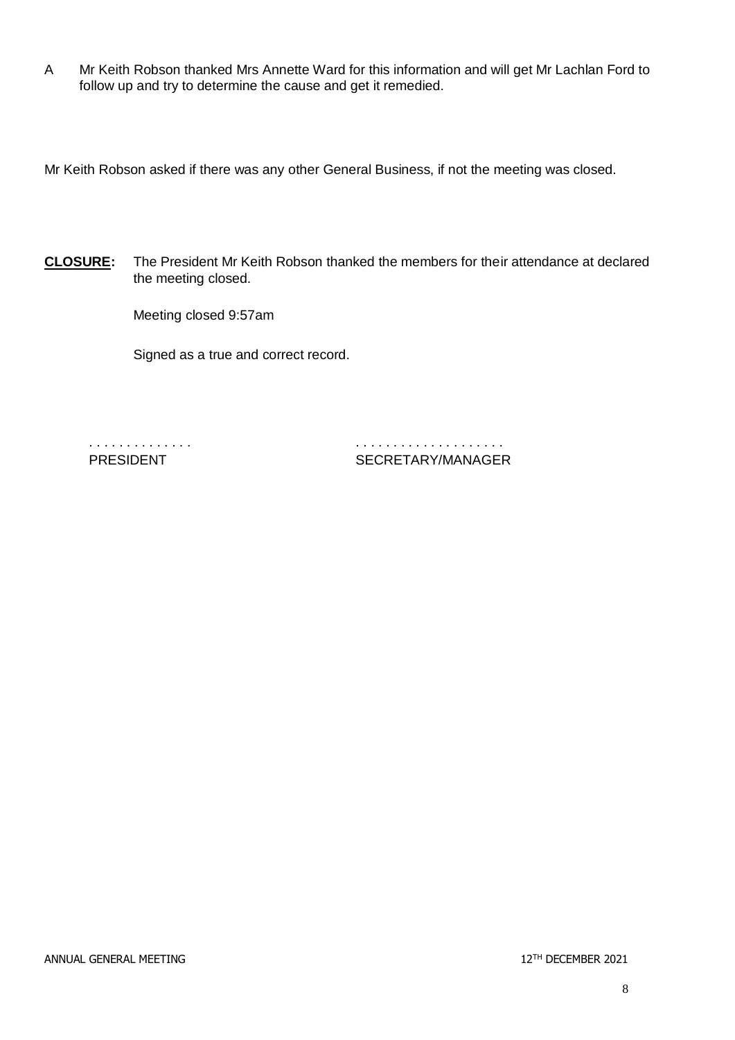A Mr Keith Robson thanked Mrs Annette Ward for this information and will get Mr Lachlan Ford to follow up and try to determine the cause and get it remedied.

Mr Keith Robson asked if there was any other General Business, if not the meeting was closed.

**CLOSURE:** The President Mr Keith Robson thanked the members for their attendance at declared the meeting closed.

Meeting closed 9:57am

Signed as a true and correct record.

. . . . . . . . . . . . . .
PRESIDENT

. . . . . . . . . . . . . . . . . . . .
SECRETARY/MANAGER